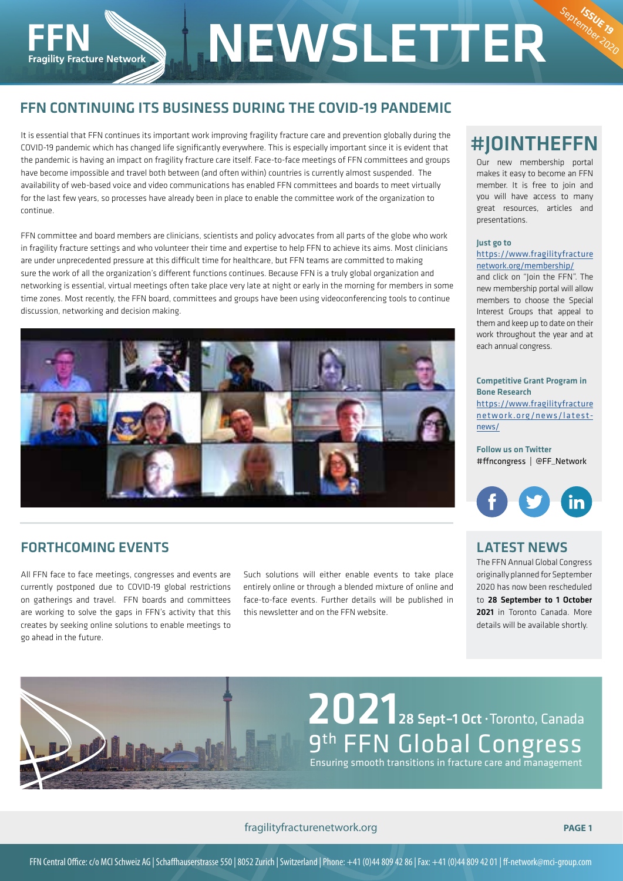# FFN NEWSLETTER

**ISSUE 19** September 2020

## FFN CONTINUING ITS BUSINESS DURING THE COVID-19 PANDEMIC

It is essential that FFN continues its important work improving fragility fracture care and prevention globally during the COVID-19 pandemic which has changed life significantly everywhere. This is especially important since it is evident that the pandemic is having an impact on fragility fracture care itself. Face-to-face meetings of FFN committees and groups have become impossible and travel both between (and often within) countries is currently almost suspended. The availability of web-based voice and video communications has enabled FFN committees and boards to meet virtually for the last few years, so processes have already been in place to enable the committee work of the organization to continue.

FFN committee and board members are clinicians, scientists and policy advocates from all parts of the globe who work in fragility fracture settings and who volunteer their time and expertise to help FFN to achieve its aims. Most clinicians are under unprecedented pressure at this difficult time for healthcare, but FFN teams are committed to making sure the work of all the organization's different functions continues. Because FFN is a truly global organization and networking is essential, virtual meetings often take place very late at night or early in the morning for members in some time zones. Most recently, the FFN board, committees and groups have been using videoconferencing tools to continue discussion, networking and decision making.

## FORTHCOMING EVENTS

All FFN face to face meetings, congresses and events are currently postponed due to COVID-19 global restrictions on gatherings and travel. FFN boards and committees are working to solve the gaps in FFN's activity that this creates by seeking online solutions to enable meetings to go ahead in the future.

Such solutions will either enable events to take place entirely online or through a blended mixture of online and face-to-face events. Further details will be published in this newsletter and on the FFN website.

## #JOINTHEFFN

Our new membership portal makes it easy to become an FFN member. It is free to join and you will have access to many great resources, articles and presentations.

**Just go to**
https://www.fragilityfracturenetwork.org/membership/
and click on "Join the FFN". The new membership portal will allow members to choose the Special Interest Groups that appeal to them and keep up to date on their work throughout the year and at each annual congress.

**Competitive Grant Program in Bone Research**
https://www.fragilityfracturenetwork.org/news/latest-news/

**Follow us on Twitter**
#ffncongress | @FF_Network

## LATEST NEWS

The FFN Annual Global Congress originally planned for September 2020 has now been rescheduled to **28 September to 1 October 2021** in Toronto Canada. More details will be available shortly.

**2021** 28 Sept–1 Oct · Toronto, Canada
9th FFN Global Congress
Ensuring smooth transitions in fracture care and management

fragilityfracturenetwork.org

FFN Central Office: c/o MCI Schweiz AG | Schaffhauserstrasse 550 | 8052 Zurich | Switzerland | Phone: +41 (0)44 809 42 86 | Fax: +41 (0)44 809 42 01 | ff-network@mci-group.com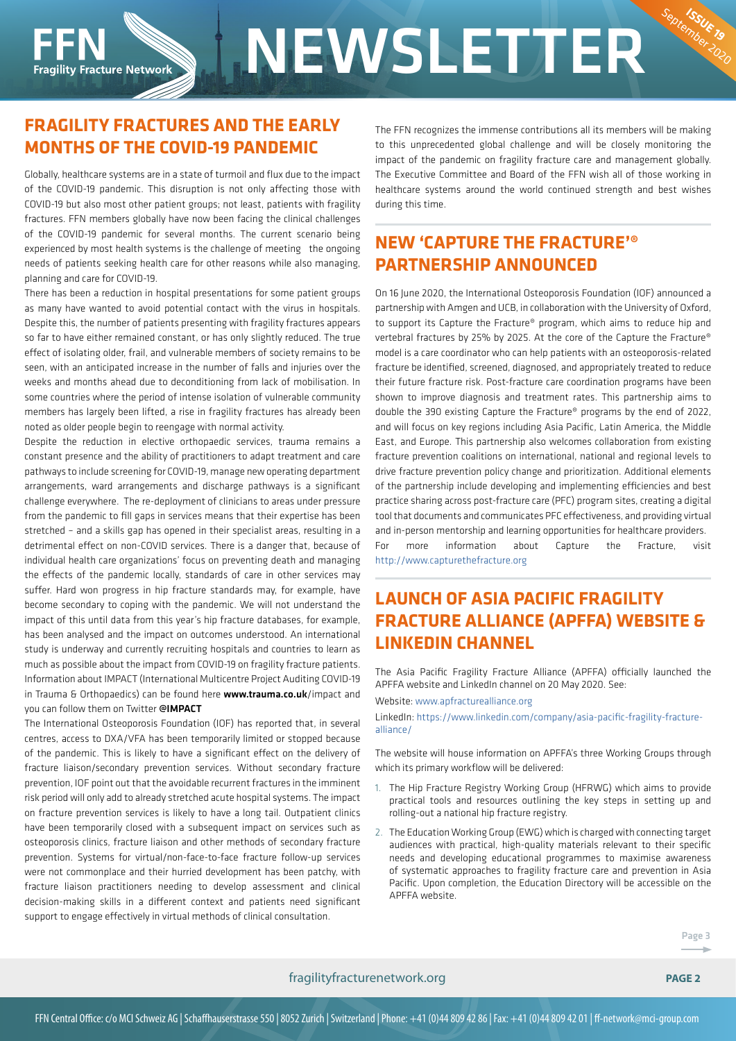## FRAGILITY FRACTURES AND THE EARLY MONTHS OF THE COVID-19 PANDEMIC

Globally, healthcare systems are in a state of turmoil and flux due to the impact of the COVID-19 pandemic. This disruption is not only affecting those with COVID-19 but also most other patient groups; not least, patients with fragility fractures. FFN members globally have now been facing the clinical challenges of the COVID-19 pandemic for several months. The current scenario being experienced by most health systems is the challenge of meeting the ongoing needs of patients seeking health care for other reasons while also managing, planning and care for COVID-19.

There has been a reduction in hospital presentations for some patient groups as many have wanted to avoid potential contact with the virus in hospitals. Despite this, the number of patients presenting with fragility fractures appears so far to have either remained constant, or has only slightly reduced. The true effect of isolating older, frail, and vulnerable members of society remains to be seen, with an anticipated increase in the number of falls and injuries over the weeks and months ahead due to deconditioning from lack of mobilisation. In some countries where the period of intense isolation of vulnerable community members has largely been lifted, a rise in fragility fractures has already been noted as older people begin to reengage with normal activity.

Despite the reduction in elective orthopaedic services, trauma remains a constant presence and the ability of practitioners to adapt treatment and care pathways to include screening for COVID-19, manage new operating department arrangements, ward arrangements and discharge pathways is a significant challenge everywhere. The re-deployment of clinicians to areas under pressure from the pandemic to fill gaps in services means that their expertise has been stretched – and a skills gap has opened in their specialist areas, resulting in a detrimental effect on non-COVID services. There is a danger that, because of individual health care organizations' focus on preventing death and managing the effects of the pandemic locally, standards of care in other services may suffer. Hard won progress in hip fracture standards may, for example, have become secondary to coping with the pandemic. We will not understand the impact of this until data from this year's hip fracture databases, for example, has been analysed and the impact on outcomes understood. An international study is underway and currently recruiting hospitals and countries to learn as much as possible about the impact from COVID-19 on fragility fracture patients. Information about IMPACT (International Multicentre Project Auditing COVID-19 in Trauma & Orthopaedics) can be found here **www.trauma.co.uk**/impact and you can follow them on Twitter **@IMPACT**

The International Osteoporosis Foundation (IOF) has reported that, in several centres, access to DXA/VFA has been temporarily limited or stopped because of the pandemic. This is likely to have a significant effect on the delivery of fracture liaison/secondary prevention services. Without secondary fracture prevention, IOF point out that the avoidable recurrent fractures in the imminent risk period will only add to already stretched acute hospital systems. The impact on fracture prevention services is likely to have a long tail. Outpatient clinics have been temporarily closed with a subsequent impact on services such as osteoporosis clinics, fracture liaison and other methods of secondary fracture prevention. Systems for virtual/non-face-to-face fracture follow-up services were not commonplace and their hurried development has been patchy, with fracture liaison practitioners needing to develop assessment and clinical decision-making skills in a different context and patients need significant support to engage effectively in virtual methods of clinical consultation.

The FFN recognizes the immense contributions all its members will be making to this unprecedented global challenge and will be closely monitoring the impact of the pandemic on fragility fracture care and management globally. The Executive Committee and Board of the FFN wish all of those working in healthcare systems around the world continued strength and best wishes during this time.

## NEW 'CAPTURE THE FRACTURE'® PARTNERSHIP ANNOUNCED

On 16 June 2020, the International Osteoporosis Foundation (IOF) announced a partnership with Amgen and UCB, in collaboration with the University of Oxford, to support its Capture the Fracture® program, which aims to reduce hip and vertebral fractures by 25% by 2025. At the core of the Capture the Fracture® model is a care coordinator who can help patients with an osteoporosis-related fracture be identified, screened, diagnosed, and appropriately treated to reduce their future fracture risk. Post-fracture care coordination programs have been shown to improve diagnosis and treatment rates. This partnership aims to double the 390 existing Capture the Fracture® programs by the end of 2022, and will focus on key regions including Asia Pacific, Latin America, the Middle East, and Europe. This partnership also welcomes collaboration from existing fracture prevention coalitions on international, national and regional levels to drive fracture prevention policy change and prioritization. Additional elements of the partnership include developing and implementing efficiencies and best practice sharing across post-fracture care (PFC) program sites, creating a digital tool that documents and communicates PFC effectiveness, and providing virtual and in-person mentorship and learning opportunities for healthcare providers. For more information about Capture the Fracture, visit http://www.capturethefracture.org

## LAUNCH OF ASIA PACIFIC FRAGILITY FRACTURE ALLIANCE (APFFA) WEBSITE & LINKEDIN CHANNEL

The Asia Pacific Fragility Fracture Alliance (APFFA) officially launched the APFFA website and LinkedIn channel on 20 May 2020. See:

Website: www.apfracturealliance.org

LinkedIn: https://www.linkedin.com/company/asia-pacific-fragility-fracture-alliance/

The website will house information on APFFA's three Working Groups through which its primary workflow will be delivered:

1. The Hip Fracture Registry Working Group (HFRWG) which aims to provide practical tools and resources outlining the key steps in setting up and rolling-out a national hip fracture registry.
2. The Education Working Group (EWG) which is charged with connecting target audiences with practical, high-quality materials relevant to their specific needs and developing educational programmes to maximise awareness of systematic approaches to fragility fracture care and prevention in Asia Pacific. Upon completion, the Education Directory will be accessible on the APFFA website.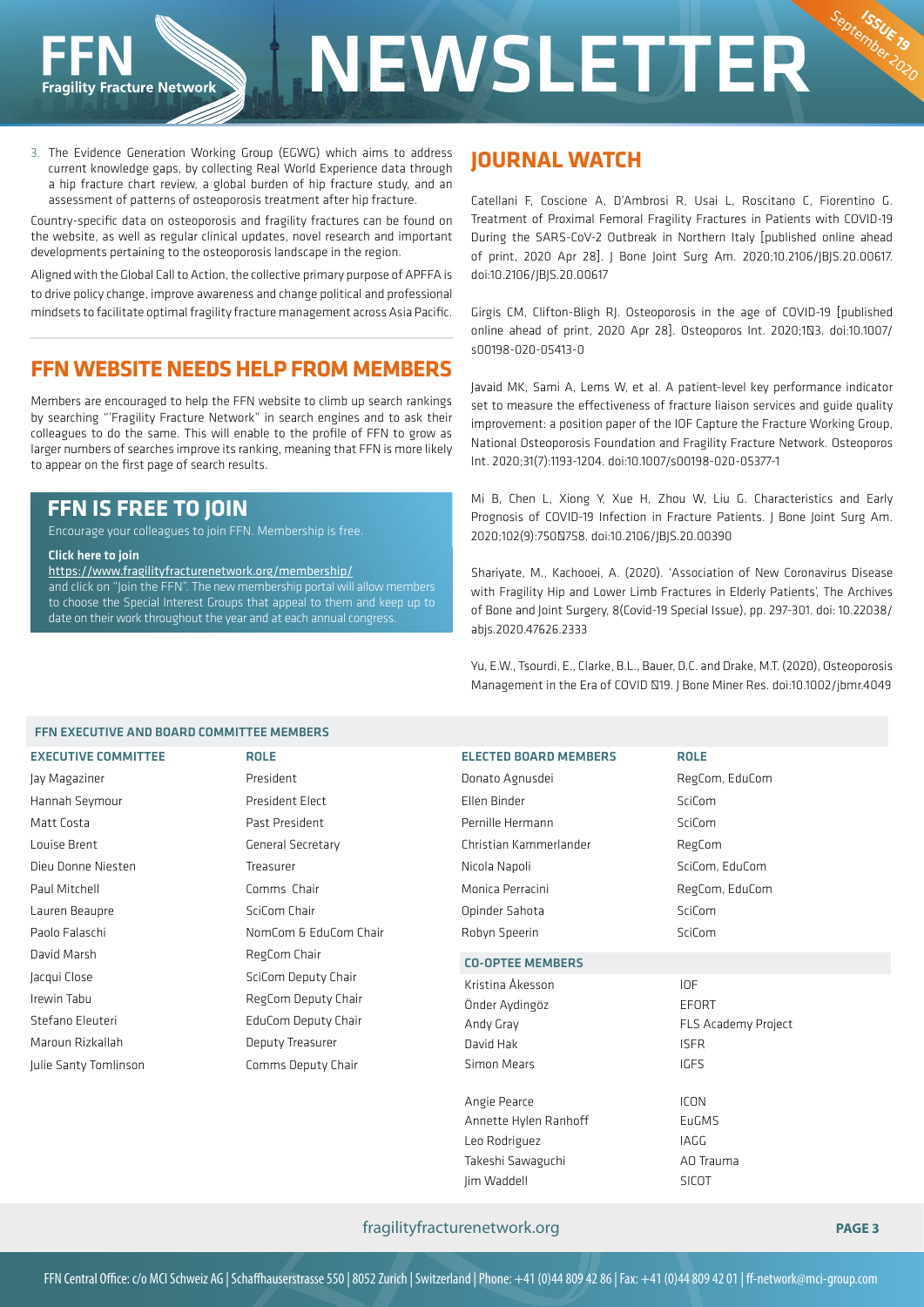3. The Evidence Generation Working Group (EGWG) which aims to address current knowledge gaps, by collecting Real World Experience data through a hip fracture chart review, a global burden of hip fracture study, and an assessment of patterns of osteoporosis treatment after hip fracture.

Country-specific data on osteoporosis and fragility fractures can be found on the website, as well as regular clinical updates, novel research and important developments pertaining to the osteoporosis landscape in the region.

Aligned with the Global Call to Action, the collective primary purpose of APFFA is to drive policy change, improve awareness and change political and professional mindsets to facilitate optimal fragility fracture management across Asia Pacific.

## FFN WEBSITE NEEDS HELP FROM MEMBERS

Members are encouraged to help the FFN website to climb up search rankings by searching "'Fragility Fracture Network" in search engines and to ask their colleagues to do the same. This will enable to the profile of FFN to grow as larger numbers of searches improve its ranking, meaning that FFN is more likely to appear on the first page of search results.

## FFN IS FREE TO JOIN

Encourage your colleagues to join FFN. Membership is free.

**Click here to join**

https://www.fragilityfracturenetwork.org/membership/
and click on "Join the FFN". The new membership portal will allow members to choose the Special Interest Groups that appeal to them and keep up to date on their work throughout the year and at each annual congress.

## JOURNAL WATCH

Catellani F, Coscione A, D'Ambrosi R, Usai L, Roscitano C, Fiorentino G. Treatment of Proximal Femoral Fragility Fractures in Patients with COVID-19 During the SARS-CoV-2 Outbreak in Northern Italy [published online ahead of print, 2020 Apr 28]. J Bone Joint Surg Am. 2020;10.2106/JBJS.20.00617. doi:10.2106/JBJS.20.00617

Girgis CM, Clifton-Bligh RJ. Osteoporosis in the age of COVID-19 [published online ahead of print, 2020 Apr 28]. Osteoporos Int. 2020;1‑3. doi:10.1007/s00198-020-05413-0

Javaid MK, Sami A, Lems W, et al. A patient-level key performance indicator set to measure the effectiveness of fracture liaison services and guide quality improvement: a position paper of the IOF Capture the Fracture Working Group, National Osteoporosis Foundation and Fragility Fracture Network. Osteoporos Int. 2020;31(7):1193-1204. doi:10.1007/s00198-020-05377-1

Mi B, Chen L, Xiong Y, Xue H, Zhou W, Liu G. Characteristics and Early Prognosis of COVID-19 Infection in Fracture Patients. J Bone Joint Surg Am. 2020;102(9):750‑758. doi:10.2106/JBJS.20.00390

Shariyate, M., Kachooei, A. (2020). 'Association of New Coronavirus Disease with Fragility Hip and Lower Limb Fractures in Elderly Patients', The Archives of Bone and Joint Surgery, 8(Covid-19 Special Issue), pp. 297-301. doi: 10.22038/abjs.2020.47626.2333

Yu, E.W., Tsourdi, E., Clarke, B.L., Bauer, D.C. and Drake, M.T. (2020), Osteoporosis Management in the Era of COVID‐19. J Bone Miner Res. doi:10.1002/jbmr.4049

## FFN EXECUTIVE AND BOARD COMMITTEE MEMBERS

| EXECUTIVE COMMITTEE | ROLE |
|---|---|
| Jay Magaziner | President |
| Hannah Seymour | President Elect |
| Matt Costa | Past President |
| Louise Brent | General Secretary |
| Dieu Donne Niesten | Treasurer |
| Paul Mitchell | Comms Chair |
| Lauren Beaupre | SciCom Chair |
| Paolo Falaschi | NomCom & EduCom Chair |
| David Marsh | RegCom Chair |
| Jacqui Close | SciCom Deputy Chair |
| Irewin Tabu | RegCom Deputy Chair |
| Stefano Eleuteri | EduCom Deputy Chair |
| Maroun Rizkallah | Deputy Treasurer |
| Julie Santy Tomlinson | Comms Deputy Chair |

| ELECTED BOARD MEMBERS | ROLE |
|---|---|
| Donato Agnusdei | RegCom, EduCom |
| Ellen Binder | SciCom |
| Pernille Hermann | SciCom |
| Christian Kammerlander | RegCom |
| Nicola Napoli | SciCom, EduCom |
| Monica Perracini | RegCom, EduCom |
| Opinder Sahota | SciCom |
| Robyn Speerin | SciCom |

| CO-OPTEE MEMBERS | |
|---|---|
| Kristina Åkesson | IOF |
| Önder Aydingöz | EFORT |
| Andy Gray | FLS Academy Project |
| David Hak | ISFR |
| Simon Mears | IGFS |
| Angie Pearce | ICON |
| Annette Hylen Ranhoff | EuGMS |
| Leo Rodriguez | IAGG |
| Takeshi Sawaguchi | AO Trauma |
| Jim Waddell | SICOT |

fragilityfracturenetwork.org

FFN Central Office: c/o MCI Schweiz AG | Schaffhauserstrasse 550 | 8052 Zurich | Switzerland | Phone: +41 (0)44 809 42 86 | Fax: +41 (0)44 809 42 01 | ff-network@mci-group.com